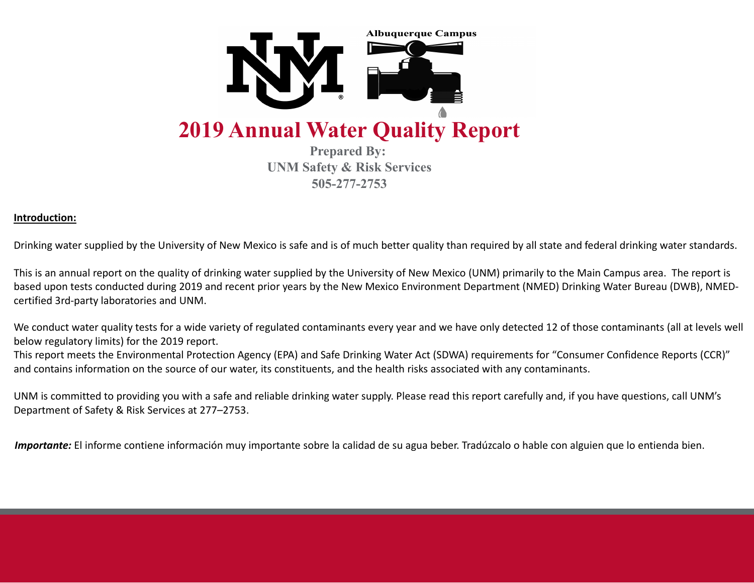Albuquerque Campus

# 2019 Annual Water Quality Report

**Prepared By:**
**UNM Safety & Risk Services**
**505-277-2753**

**Introduction:**

Drinking water supplied by the University of New Mexico is safe and is of much better quality than required by all state and federal drinking water standards.

This is an annual report on the quality of drinking water supplied by the University of New Mexico (UNM) primarily to the Main Campus area. The report is based upon tests conducted during 2019 and recent prior years by the New Mexico Environment Department (NMED) Drinking Water Bureau (DWB), NMED-certified 3rd-party laboratories and UNM.

We conduct water quality tests for a wide variety of regulated contaminants every year and we have only detected 12 of those contaminants (all at levels well below regulatory limits) for the 2019 report.
This report meets the Environmental Protection Agency (EPA) and Safe Drinking Water Act (SDWA) requirements for "Consumer Confidence Reports (CCR)" and contains information on the source of our water, its constituents, and the health risks associated with any contaminants.

UNM is committed to providing you with a safe and reliable drinking water supply. Please read this report carefully and, if you have questions, call UNM's Department of Safety & Risk Services at 277–2753.

***Importante:*** El informe contiene información muy importante sobre la calidad de su agua beber. Tradúzcalo o hable con alguien que lo entienda bien.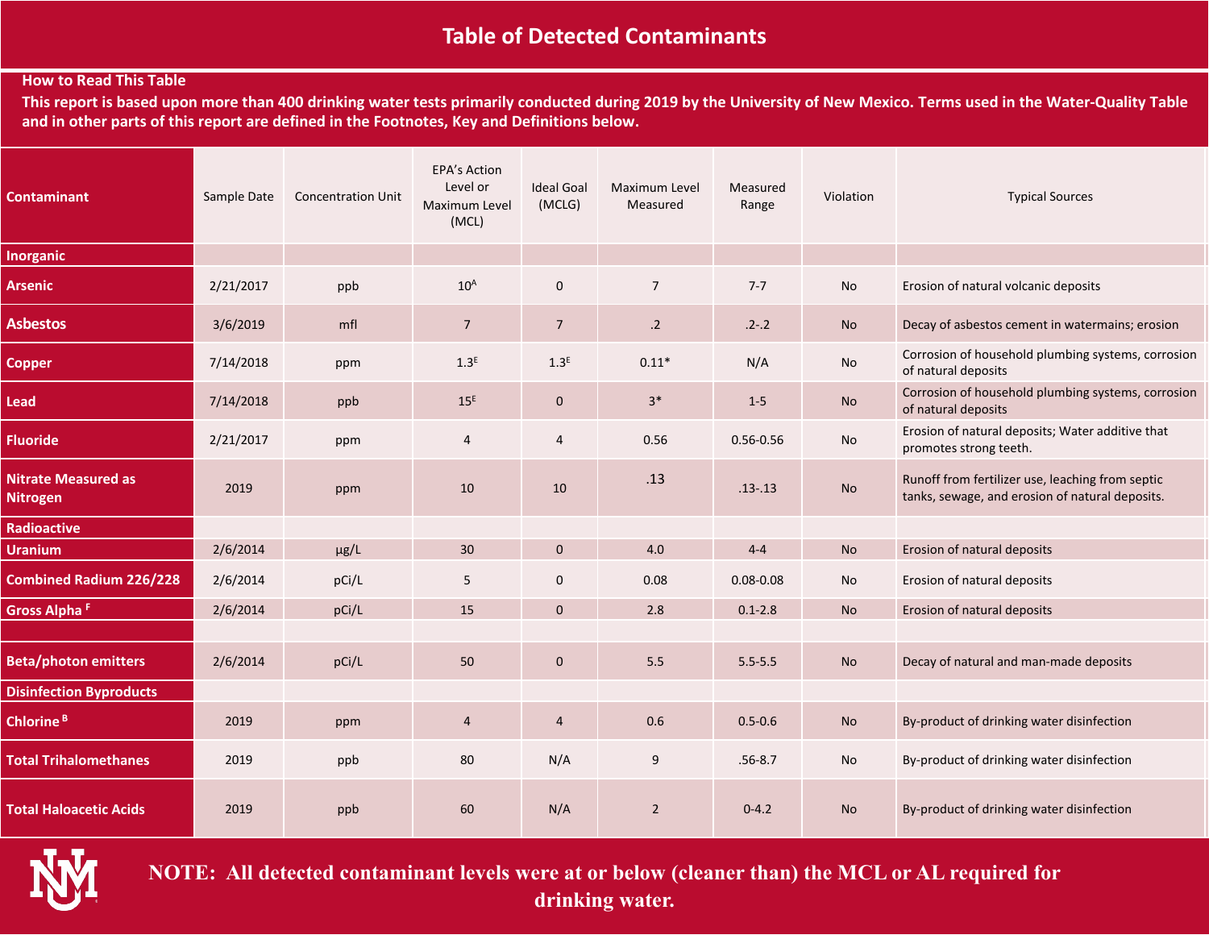# Table of Detected Contaminants

**How to Read This Table**

**This report is based upon more than 400 drinking water tests primarily conducted during 2019 by the University of New Mexico. Terms used in the Water-Quality Table and in other parts of this report are defined in the Footnotes, Key and Definitions below.**

| Contaminant | Sample Date | Concentration Unit | EPA's Action Level or Maximum Level (MCL) | Ideal Goal (MCLG) | Maximum Level Measured | Measured Range | Violation | Typical Sources |
|---|---|---|---|---|---|---|---|---|
| **Inorganic** | | | | | | | | |
| **Arsenic** | 2/21/2017 | ppb | 10[A] | 0 | 7 | 7-7 | No | Erosion of natural volcanic deposits |
| **Asbestos** | 3/6/2019 | mfl | 7 | 7 | .2 | .2-.2 | No | Decay of asbestos cement in watermains; erosion |
| **Copper** | 7/14/2018 | ppm | 1.3[E] | 1.3[E] | 0.11* | N/A | No | Corrosion of household plumbing systems, corrosion of natural deposits |
| **Lead** | 7/14/2018 | ppb | 15[E] | 0 | 3* | 1-5 | No | Corrosion of household plumbing systems, corrosion of natural deposits |
| **Fluoride** | 2/21/2017 | ppm | 4 | 4 | 0.56 | 0.56-0.56 | No | Erosion of natural deposits; Water additive that promotes strong teeth. |
| **Nitrate Measured as Nitrogen** | 2019 | ppm | 10 | 10 | .13 | .13-.13 | No | Runoff from fertilizer use, leaching from septic tanks, sewage, and erosion of natural deposits. |
| **Radioactive** | | | | | | | | |
| **Uranium** | 2/6/2014 | µg/L | 30 | 0 | 4.0 | 4-4 | No | Erosion of natural deposits |
| **Combined Radium 226/228** | 2/6/2014 | pCi/L | 5 | 0 | 0.08 | 0.08-0.08 | No | Erosion of natural deposits |
| **Gross Alpha [F]** | 2/6/2014 | pCi/L | 15 | 0 | 2.8 | 0.1-2.8 | No | Erosion of natural deposits |
| | | | | | | | | |
| **Beta/photon emitters** | 2/6/2014 | pCi/L | 50 | 0 | 5.5 | 5.5-5.5 | No | Decay of natural and man-made deposits |
| **Disinfection Byproducts** | | | | | | | | |
| **Chlorine [B]** | 2019 | ppm | 4 | 4 | 0.6 | 0.5-0.6 | No | By-product of drinking water disinfection |
| **Total Trihalomethanes** | 2019 | ppb | 80 | N/A | 9 | .56-8.7 | No | By-product of drinking water disinfection |
| **Total Haloacetic Acids** | 2019 | ppb | 60 | N/A | 2 | 0-4.2 | No | By-product of drinking water disinfection |

**NOTE: All detected contaminant levels were at or below (cleaner than) the MCL or AL required for drinking water.**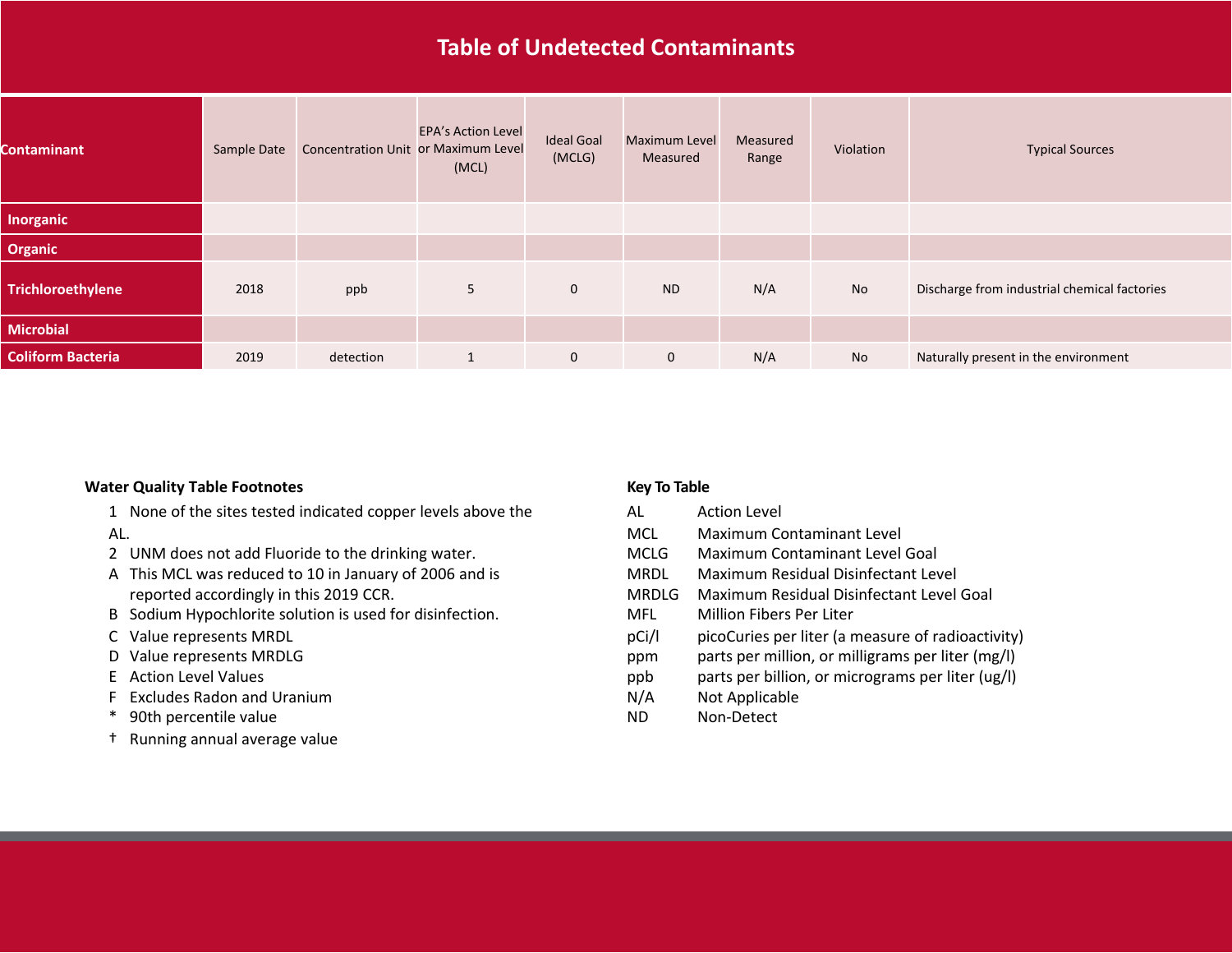# Table of Undetected Contaminants

| Contaminant | Sample Date | Concentration Unit | EPA's Action Level or Maximum Level (MCL) | Ideal Goal (MCLG) | Maximum Level Measured | Measured Range | Violation | Typical Sources |
|---|---|---|---|---|---|---|---|---|
| **Inorganic** | | | | | | | | |
| **Organic** | | | | | | | | |
| **Trichloroethylene** | 2018 | ppb | 5 | 0 | ND | N/A | No | Discharge from industrial chemical factories |
| **Microbial** | | | | | | | | |
| **Coliform Bacteria** | 2019 | detection | 1 | 0 | 0 | N/A | No | Naturally present in the environment |

**Water Quality Table Footnotes**

1 None of the sites tested indicated copper levels above the AL.
2 UNM does not add Fluoride to the drinking water.
A This MCL was reduced to 10 in January of 2006 and is reported accordingly in this 2019 CCR.
B Sodium Hypochlorite solution is used for disinfection.
C Value represents MRDL
D Value represents MRDLG
E Action Level Values
F Excludes Radon and Uranium
* 90th percentile value
† Running annual average value

**Key To Table**

| | |
|---|---|
| AL | Action Level |
| MCL | Maximum Contaminant Level |
| MCLG | Maximum Contaminant Level Goal |
| MRDL | Maximum Residual Disinfectant Level |
| MRDLG | Maximum Residual Disinfectant Level Goal |
| MFL | Million Fibers Per Liter |
| pCi/l | picoCuries per liter (a measure of radioactivity) |
| ppm | parts per million, or milligrams per liter (mg/l) |
| ppb | parts per billion, or micrograms per liter (ug/l) |
| N/A | Not Applicable |
| ND | Non-Detect |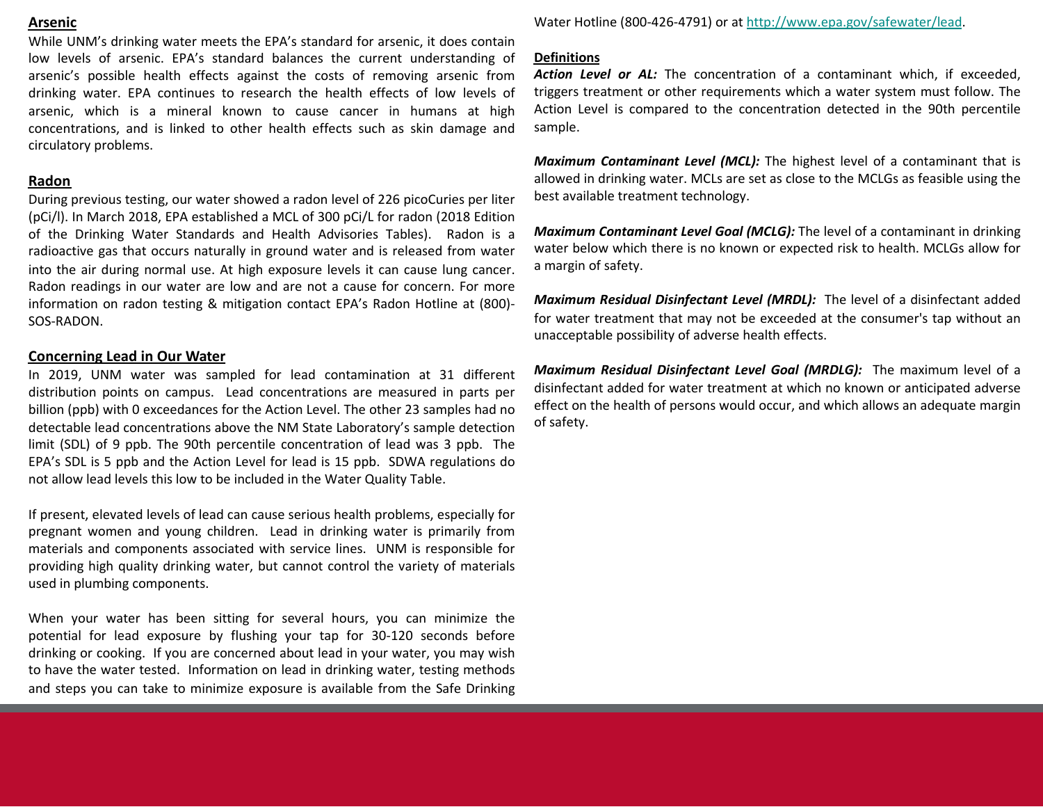## Arsenic

While UNM's drinking water meets the EPA's standard for arsenic, it does contain low levels of arsenic. EPA's standard balances the current understanding of arsenic's possible health effects against the costs of removing arsenic from drinking water. EPA continues to research the health effects of low levels of arsenic, which is a mineral known to cause cancer in humans at high concentrations, and is linked to other health effects such as skin damage and circulatory problems.

## Radon

During previous testing, our water showed a radon level of 226 picoCuries per liter (pCi/l). In March 2018, EPA established a MCL of 300 pCi/L for radon (2018 Edition of the Drinking Water Standards and Health Advisories Tables). Radon is a radioactive gas that occurs naturally in ground water and is released from water into the air during normal use. At high exposure levels it can cause lung cancer. Radon readings in our water are low and are not a cause for concern. For more information on radon testing & mitigation contact EPA's Radon Hotline at (800)-SOS-RADON.

## Concerning Lead in Our Water

In 2019, UNM water was sampled for lead contamination at 31 different distribution points on campus. Lead concentrations are measured in parts per billion (ppb) with 0 exceedances for the Action Level. The other 23 samples had no detectable lead concentrations above the NM State Laboratory's sample detection limit (SDL) of 9 ppb. The 90th percentile concentration of lead was 3 ppb. The EPA's SDL is 5 ppb and the Action Level for lead is 15 ppb. SDWA regulations do not allow lead levels this low to be included in the Water Quality Table.

If present, elevated levels of lead can cause serious health problems, especially for pregnant women and young children. Lead in drinking water is primarily from materials and components associated with service lines. UNM is responsible for providing high quality drinking water, but cannot control the variety of materials used in plumbing components.

When your water has been sitting for several hours, you can minimize the potential for lead exposure by flushing your tap for 30-120 seconds before drinking or cooking. If you are concerned about lead in your water, you may wish to have the water tested. Information on lead in drinking water, testing methods and steps you can take to minimize exposure is available from the Safe Drinking Water Hotline (800-426-4791) or at http://www.epa.gov/safewater/lead.

## Definitions

***Action Level or AL:*** The concentration of a contaminant which, if exceeded, triggers treatment or other requirements which a water system must follow. The Action Level is compared to the concentration detected in the 90th percentile sample.

***Maximum Contaminant Level (MCL):*** The highest level of a contaminant that is allowed in drinking water. MCLs are set as close to the MCLGs as feasible using the best available treatment technology.

***Maximum Contaminant Level Goal (MCLG):*** The level of a contaminant in drinking water below which there is no known or expected risk to health. MCLGs allow for a margin of safety.

***Maximum Residual Disinfectant Level (MRDL):*** The level of a disinfectant added for water treatment that may not be exceeded at the consumer's tap without an unacceptable possibility of adverse health effects.

***Maximum Residual Disinfectant Level Goal (MRDLG):*** The maximum level of a disinfectant added for water treatment at which no known or anticipated adverse effect on the health of persons would occur, and which allows an adequate margin of safety.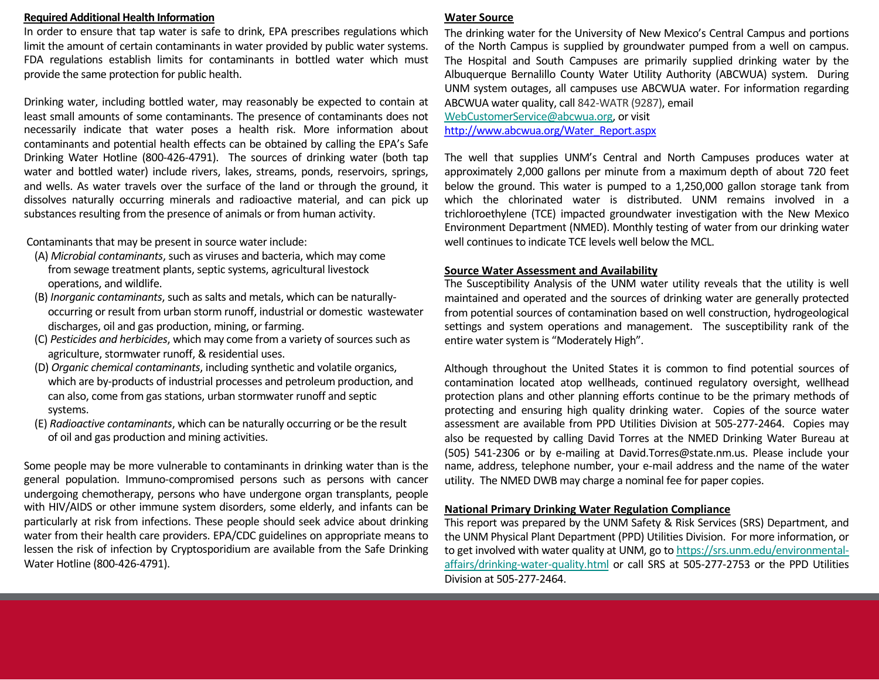## Required Additional Health Information

In order to ensure that tap water is safe to drink, EPA prescribes regulations which limit the amount of certain contaminants in water provided by public water systems. FDA regulations establish limits for contaminants in bottled water which must provide the same protection for public health.

Drinking water, including bottled water, may reasonably be expected to contain at least small amounts of some contaminants. The presence of contaminants does not necessarily indicate that water poses a health risk. More information about contaminants and potential health effects can be obtained by calling the EPA's Safe Drinking Water Hotline (800-426-4791). The sources of drinking water (both tap water and bottled water) include rivers, lakes, streams, ponds, reservoirs, springs, and wells. As water travels over the surface of the land or through the ground, it dissolves naturally occurring minerals and radioactive material, and can pick up substances resulting from the presence of animals or from human activity.

Contaminants that may be present in source water include:

(A) *Microbial contaminants*, such as viruses and bacteria, which may come from sewage treatment plants, septic systems, agricultural livestock operations, and wildlife.

(B) *Inorganic contaminants*, such as salts and metals, which can be naturally-occurring or result from urban storm runoff, industrial or domestic wastewater discharges, oil and gas production, mining, or farming.

(C) *Pesticides and herbicides*, which may come from a variety of sources such as agriculture, stormwater runoff, & residential uses.

(D) *Organic chemical contaminants*, including synthetic and volatile organics, which are by-products of industrial processes and petroleum production, and can also, come from gas stations, urban stormwater runoff and septic systems.

(E) *Radioactive contaminants*, which can be naturally occurring or be the result of oil and gas production and mining activities.

Some people may be more vulnerable to contaminants in drinking water than is the general population. Immuno-compromised persons such as persons with cancer undergoing chemotherapy, persons who have undergone organ transplants, people with HIV/AIDS or other immune system disorders, some elderly, and infants can be particularly at risk from infections. These people should seek advice about drinking water from their health care providers. EPA/CDC guidelines on appropriate means to lessen the risk of infection by Cryptosporidium are available from the Safe Drinking Water Hotline (800-426-4791).

## Water Source

The drinking water for the University of New Mexico's Central Campus and portions of the North Campus is supplied by groundwater pumped from a well on campus. The Hospital and South Campuses are primarily supplied drinking water by the Albuquerque Bernalillo County Water Utility Authority (ABCWUA) system. During UNM system outages, all campuses use ABCWUA water. For information regarding ABCWUA water quality, call 842-WATR (9287), email WebCustomerService@abcwua.org, or visit http://www.abcwua.org/Water_Report.aspx

The well that supplies UNM's Central and North Campuses produces water at approximately 2,000 gallons per minute from a maximum depth of about 720 feet below the ground. This water is pumped to a 1,250,000 gallon storage tank from which the chlorinated water is distributed. UNM remains involved in a trichloroethylene (TCE) impacted groundwater investigation with the New Mexico Environment Department (NMED). Monthly testing of water from our drinking water well continues to indicate TCE levels well below the MCL.

## Source Water Assessment and Availability

The Susceptibility Analysis of the UNM water utility reveals that the utility is well maintained and operated and the sources of drinking water are generally protected from potential sources of contamination based on well construction, hydrogeological settings and system operations and management. The susceptibility rank of the entire water system is "Moderately High".

Although throughout the United States it is common to find potential sources of contamination located atop wellheads, continued regulatory oversight, wellhead protection plans and other planning efforts continue to be the primary methods of protecting and ensuring high quality drinking water. Copies of the source water assessment are available from PPD Utilities Division at 505-277-2464. Copies may also be requested by calling David Torres at the NMED Drinking Water Bureau at (505) 541-2306 or by e-mailing at David.Torres@state.nm.us. Please include your name, address, telephone number, your e-mail address and the name of the water utility. The NMED DWB may charge a nominal fee for paper copies.

## National Primary Drinking Water Regulation Compliance

This report was prepared by the UNM Safety & Risk Services (SRS) Department, and the UNM Physical Plant Department (PPD) Utilities Division. For more information, or to get involved with water quality at UNM, go to https://srs.unm.edu/environmental-affairs/drinking-water-quality.html or call SRS at 505-277-2753 or the PPD Utilities Division at 505-277-2464.